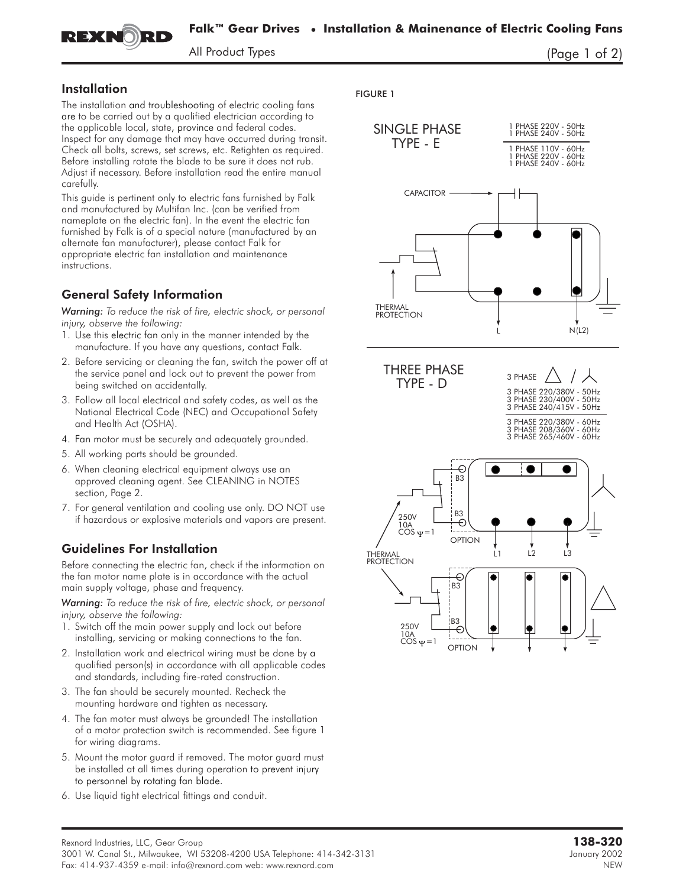## Installation

The installation and troubleshooting of electric cooling fans are to be carried out by a qualified electrician according to the applicable local, state, province and federal codes. Inspect for any damage that may have occurred during transit. Check all bolts, screws, set screws, etc. Retighten as required. Before installing rotate the blade to be sure it does not rub. Adjust if necessary. Before installation read the entire manual carefully.

This guide is pertinent only to electric fans furnished by Falk and manufactured by Multifan Inc. (can be verified from nameplate on the electric fan). In the event the electric fan furnished by Falk is of a special nature (manufactured by an alternate fan manufacturer), please contact Falk for appropriate electric fan installation and maintenance instructions.

## General Safety Information

*Warning: To reduce the risk of fire, electric shock, or personal injury, observe the following:*

1. Use this electric fan only in the manner intended by the manufacture. If you have any questions, contact Falk.
2. Before servicing or cleaning the fan, switch the power off at the service panel and lock out to prevent the power from being switched on accidentally.
3. Follow all local electrical and safety codes, as well as the National Electrical Code (NEC) and Occupational Safety and Health Act (OSHA).
4. Fan motor must be securely and adequately grounded.
5. All working parts should be grounded.
6. When cleaning electrical equipment always use an approved cleaning agent. See CLEANING in NOTES section, Page 2.
7. For general ventilation and cooling use only. DO NOT use if hazardous or explosive materials and vapors are present.

## Guidelines For Installation

Before connecting the electric fan, check if the information on the fan motor name plate is in accordance with the actual main supply voltage, phase and frequency.

*Warning: To reduce the risk of fire, electric shock, or personal injury, observe the following:*

1. Switch off the main power supply and lock out before installing, servicing or making connections to the fan.
2. Installation work and electrical wiring must be done by a qualified person(s) in accordance with all applicable codes and standards, including fire-rated construction.
3. The fan should be securely mounted. Recheck the mounting hardware and tighten as necessary.
4. The fan motor must always be grounded! The installation of a motor protection switch is recommended. See figure 1 for wiring diagrams.
5. Mount the motor guard if removed. The motor guard must be installed at all times during operation to prevent injury to personnel by rotating fan blade.
6. Use liquid tight electrical fittings and conduit.

FIGURE 1

SINGLE PHASE TYPE - E

1 PHASE 220V - 50Hz
1 PHASE 240V - 50Hz

1 PHASE 110V - 60Hz
1 PHASE 220V - 60Hz
1 PHASE 240V - 60Hz

CAPACITOR

THERMAL PROTECTION

L N(L2)

THREE PHASE TYPE - D

3 PHASE △ / ⅄

3 PHASE 220/380V - 50Hz
3 PHASE 230/400V - 50Hz
3 PHASE 240/415V - 50Hz

3 PHASE 220/380V - 60Hz
3 PHASE 208/360V - 60Hz
3 PHASE 265/460V - 60Hz

B3 B3 250V 10A COS $\psi$=1 OPTION

THERMAL PROTECTION

L1 L2 L3

B3 B3 250V 10A COS $\psi$=1 OPTION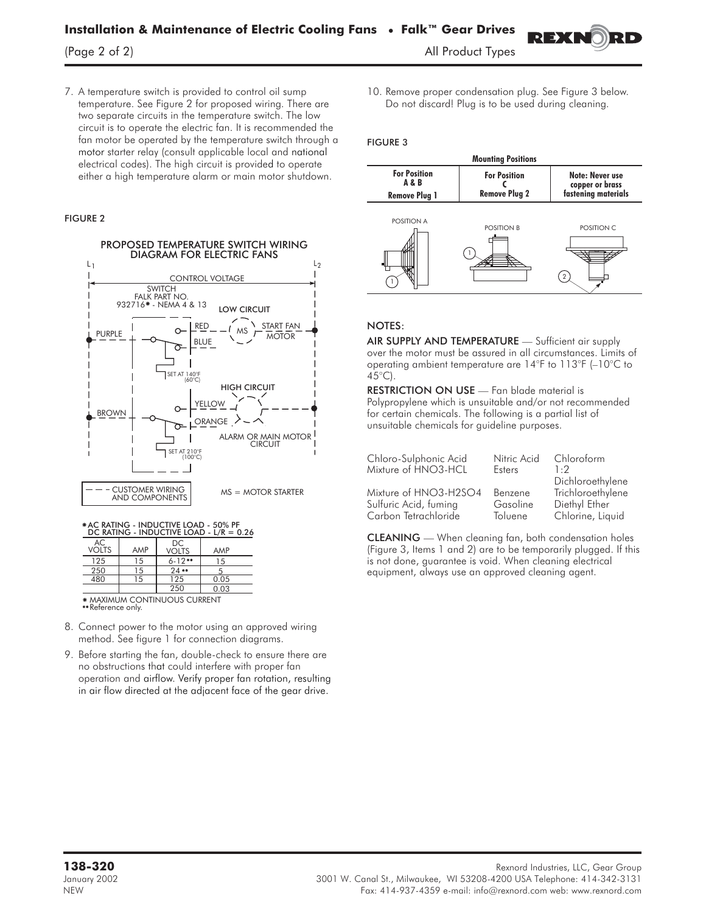7. A temperature switch is provided to control oil sump temperature. See Figure 2 for proposed wiring. There are two separate circuits in the temperature switch. The low circuit is to operate the electric fan. It is recommended the fan motor be operated by the temperature switch through a motor starter relay (consult applicable local and national electrical codes). The high circuit is provided to operate either a high temperature alarm or main motor shutdown.

FIGURE 2

PROPOSED TEMPERATURE SWITCH WIRING DIAGRAM FOR ELECTRIC FANS

$L_1$

$L_2$

CONTROL VOLTAGE

SWITCH
FALK PART NO.
932716* - NEMA 4 & 13

LOW CIRCUIT

PURPLE

RED

BLUE

MS

START FAN MOTOR

SET AT 140°F (60°C)

HIGH CIRCUIT

BROWN

YELLOW

ORANGE

ALARM OR MAIN MOTOR CIRCUIT

SET AT 210°F (100°C)

— — – CUSTOMER WIRING AND COMPONENTS

MS = MOTOR STARTER

*AC RATING - INDUCTIVE LOAD - 50% PF
DC RATING - INDUCTIVE LOAD - L/R = 0.26

| AC VOLTS | AMP | DC VOLTS | AMP |
|---|---|---|---|
| 125 | 15 | 6-12•• | 15 |
| 250 | 15 | 24 •• | 5 |
| 480 | 15 | 125 | 0.05 |
| | | 250 | 0.03 |

* MAXIMUM CONTINUOUS CURRENT
••Reference only.

8. Connect power to the motor using an approved wiring method. See figure 1 for connection diagrams.
9. Before starting the fan, double-check to ensure there are no obstructions that could interfere with proper fan operation and airflow. Verify proper fan rotation, resulting in air flow directed at the adjacent face of the gear drive.
10. Remove proper condensation plug. See Figure 3 below. Do not discard! Plug is to be used during cleaning.

FIGURE 3

| Mounting Positions | | |
|---|---|---|
| For Position A & B Remove Plug 1 | For Position C Remove Plug 2 | Note: Never use copper or brass fastening materials |

POSITION A

POSITION B

POSITION C

1

1

2

## NOTES:

**AIR SUPPLY AND TEMPERATURE** — Sufficient air supply over the motor must be assured in all circumstances. Limits of operating ambient temperature are 14°F to 113°F (–10°C to 45°C).

**RESTRICTION ON USE** — Fan blade material is Polypropylene which is unsuitable and/or not recommended for certain chemicals. The following is a partial list of unsuitable chemicals for guideline purposes.

| | | |
|---|---|---|
| Chloro-Sulphonic Acid | Nitric Acid | Chloroform |
| Mixture of HNO3-HCL | Esters | 1:2 Dichloroethylene |
| Mixture of HNO3-H2SO4 | Benzene | Trichloroethylene |
| Sulfuric Acid, fuming | Gasoline | Diethyl Ether |
| Carbon Tetrachloride | Toluene | Chlorine, Liquid |

**CLEANING** — When cleaning fan, both condensation holes (Figure 3, Items 1 and 2) are to be temporarily plugged. If this is not done, guarantee is void. When cleaning electrical equipment, always use an approved cleaning agent.

**138-320**
January 2002
NEW

Rexnord Industries, LLC, Gear Group
3001 W. Canal St., Milwaukee, WI 53208-4200 USA Telephone: 414-342-3131
Fax: 414-937-4359 e-mail: info@rexnord.com web: www.rexnord.com